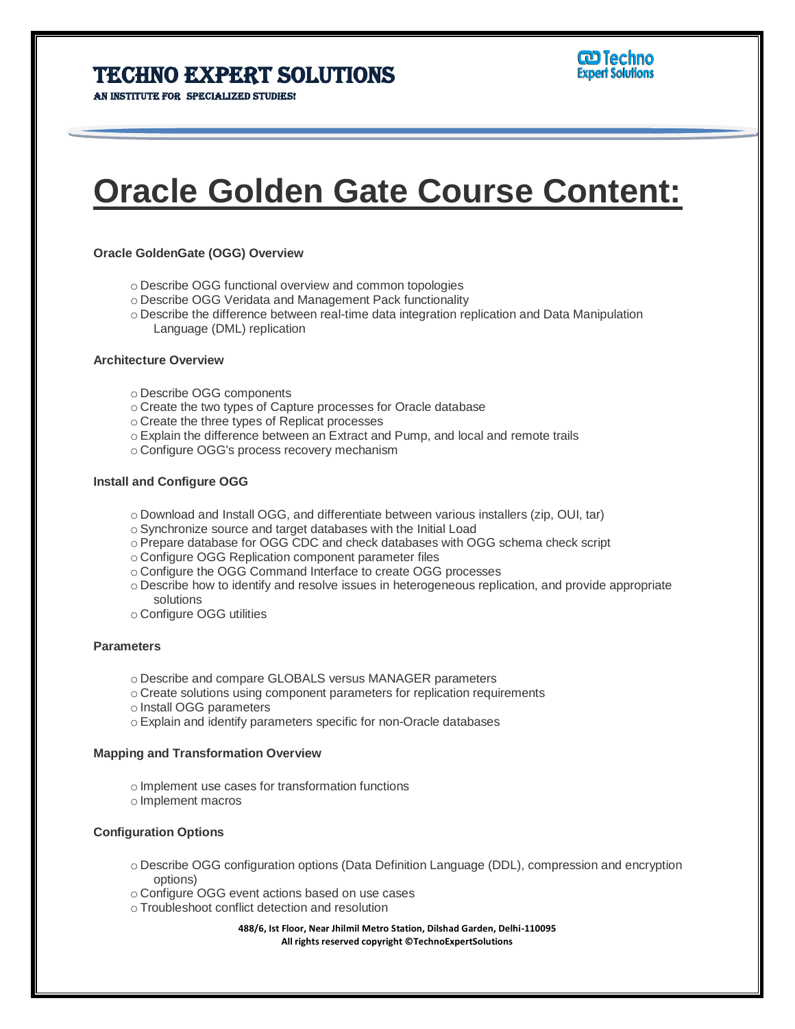# TECHNO EXPERT SOLUTIONS

AN INSTITUTE FOR SPECIALIZED STUDIES!

# Oracle Golden Gate Course Content:

**Oracle GoldenGate (OGG) Overview**

- Describe OGG functional overview and common topologies
- Describe OGG Veridata and Management Pack functionality
- Describe the difference between real-time data integration replication and Data Manipulation Language (DML) replication

**Architecture Overview**

- Describe OGG components
- Create the two types of Capture processes for Oracle database
- Create the three types of Replicat processes
- Explain the difference between an Extract and Pump, and local and remote trails
- Configure OGG's process recovery mechanism

**Install and Configure OGG**

- Download and Install OGG, and differentiate between various installers (zip, OUI, tar)
- Synchronize source and target databases with the Initial Load
- Prepare database for OGG CDC and check databases with OGG schema check script
- Configure OGG Replication component parameter files
- Configure the OGG Command Interface to create OGG processes
- Describe how to identify and resolve issues in heterogeneous replication, and provide appropriate solutions
- Configure OGG utilities

**Parameters**

- Describe and compare GLOBALS versus MANAGER parameters
- Create solutions using component parameters for replication requirements
- Install OGG parameters
- Explain and identify parameters specific for non-Oracle databases

**Mapping and Transformation Overview**

- Implement use cases for transformation functions
- Implement macros

**Configuration Options**

- Describe OGG configuration options (Data Definition Language (DDL), compression and encryption options)
- Configure OGG event actions based on use cases
- Troubleshoot conflict detection and resolution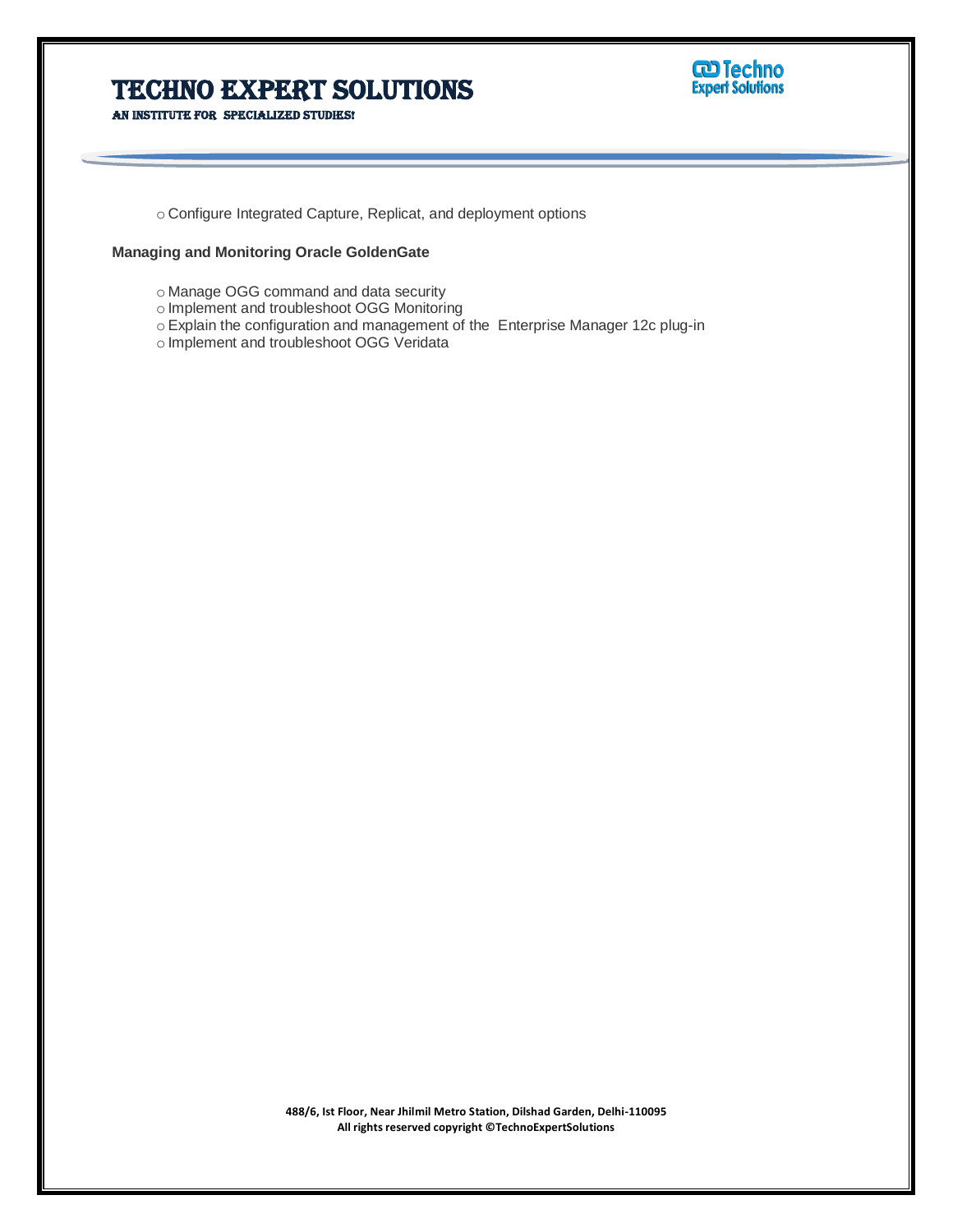- Configure Integrated Capture, Replicat, and deployment options

**Managing and Monitoring Oracle GoldenGate**

- Manage OGG command and data security
- Implement and troubleshoot OGG Monitoring
- Explain the configuration and management of the Enterprise Manager 12c plug-in
- Implement and troubleshoot OGG Veridata